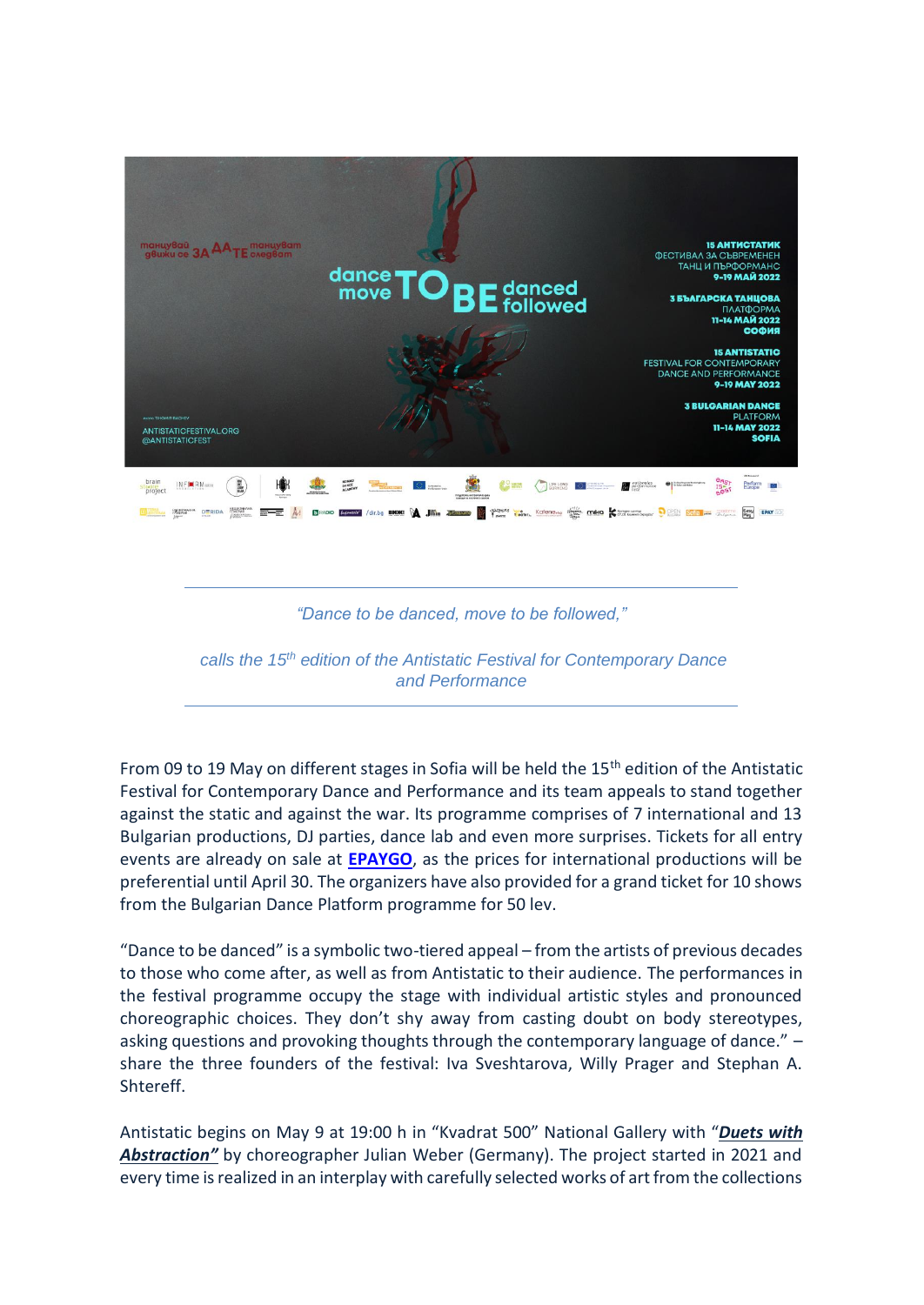“Dance to be danced, move to be followed,”

calls the 15th edition of the Antistatic Festival for Contemporary Dance and Performance

From 09 to 19 May on different stages in Sofia will be held the 15th edition of the Antistatic Festival for Contemporary Dance and Performance and its team appeals to stand together against the static and against the war. Its programme comprises of 7 international and 13 Bulgarian productions, DJ parties, dance lab and even more surprises. Tickets for all entry events are already on sale at **EPAYGO**, as the prices for international productions will be preferential until April 30. The organizers have also provided for a grand ticket for 10 shows from the Bulgarian Dance Platform programme for 50 lev.

“Dance to be danced” is a symbolic two-tiered appeal – from the artists of previous decades to those who come after, as well as from Antistatic to their audience. The performances in the festival programme occupy the stage with individual artistic styles and pronounced choreographic choices. They don’t shy away from casting doubt on body stereotypes, asking questions and provoking thoughts through the contemporary language of dance.” – share the three founders of the festival: Iva Sveshtarova, Willy Prager and Stephan A. Shtereff.

Antistatic begins on May 9 at 19:00 h in “Kvadrat 500” National Gallery with “***Duets with Abstraction”*** by choreographer Julian Weber (Germany). The project started in 2021 and every time is realized in an interplay with carefully selected works of art from the collections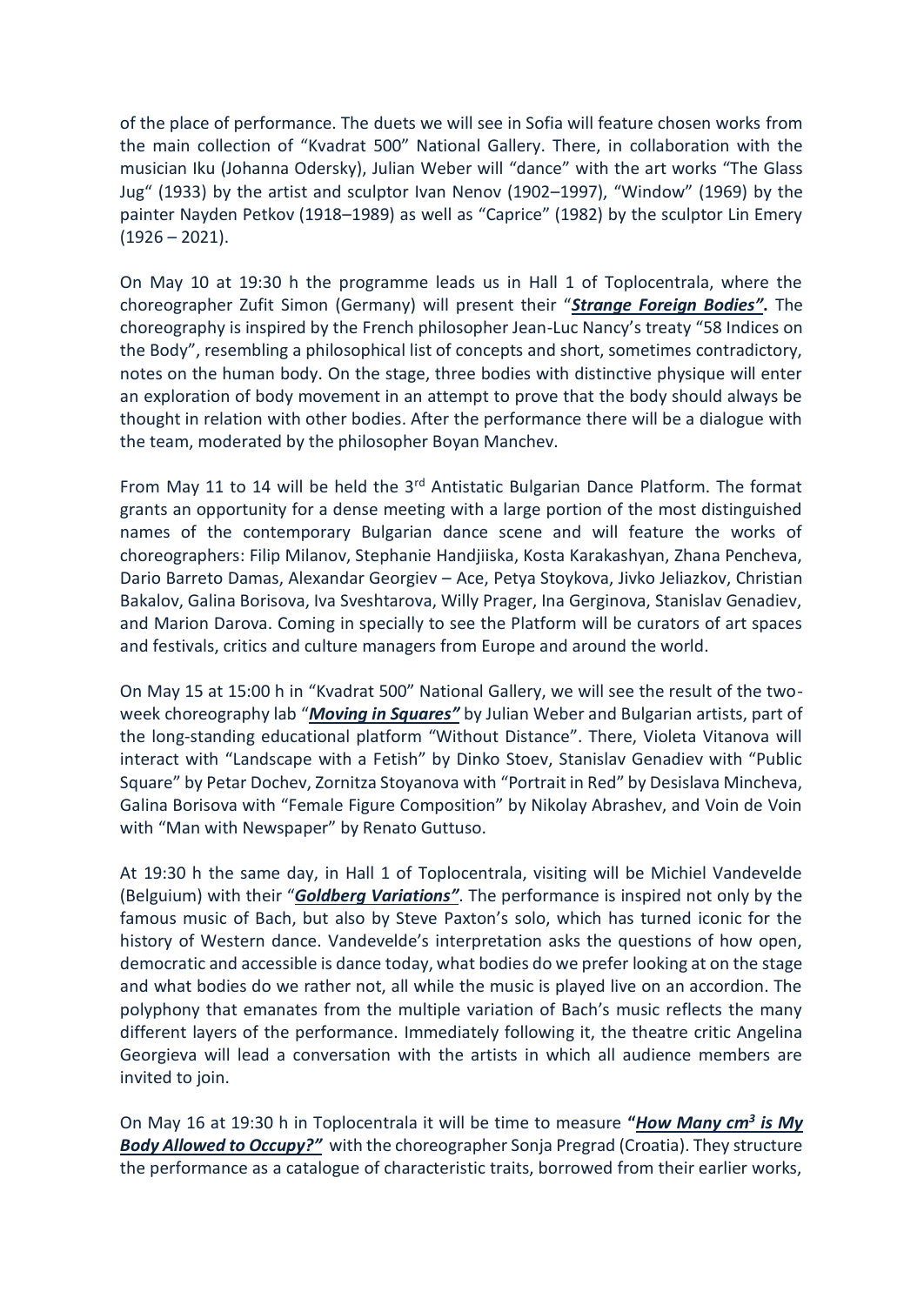of the place of performance. The duets we will see in Sofia will feature chosen works from the main collection of "Kvadrat 500" National Gallery. There, in collaboration with the musician Iku (Johanna Odersky), Julian Weber will "dance" with the art works "The Glass Jug" (1933) by the artist and sculptor Ivan Nenov (1902–1997), "Window" (1969) by the painter Nayden Petkov (1918–1989) as well as "Caprice" (1982) by the sculptor Lin Emery (1926 – 2021).

On May 10 at 19:30 h the programme leads us in Hall 1 of Toplocentrala, where the choreographer Zufit Simon (Germany) will present their "***Strange Foreign Bodies"*.** The choreography is inspired by the French philosopher Jean-Luc Nancy's treaty "58 Indices on the Body", resembling a philosophical list of concepts and short, sometimes contradictory, notes on the human body. On the stage, three bodies with distinctive physique will enter an exploration of body movement in an attempt to prove that the body should always be thought in relation with other bodies. After the performance there will be a dialogue with the team, moderated by the philosopher Boyan Manchev.

From May 11 to 14 will be held the 3rd Antistatic Bulgarian Dance Platform. The format grants an opportunity for a dense meeting with a large portion of the most distinguished names of the contemporary Bulgarian dance scene and will feature the works of choreographers: Filip Milanov, Stephanie Handjiiska, Kosta Karakashyan, Zhana Pencheva, Dario Barreto Damas, Alexandar Georgiev – Ace, Petya Stoykova, Jivko Jeliazkov, Christian Bakalov, Galina Borisova, Iva Sveshtarova, Willy Prager, Ina Gerginova, Stanislav Genadiev, and Marion Darova. Coming in specially to see the Platform will be curators of art spaces and festivals, critics and culture managers from Europe and around the world.

On May 15 at 15:00 h in "Kvadrat 500" National Gallery, we will see the result of the two-week choreography lab "***Moving in Squares"*** by Julian Weber and Bulgarian artists, part of the long-standing educational platform "Without Distance". There, Violeta Vitanova will interact with "Landscape with a Fetish" by Dinko Stoev, Stanislav Genadiev with "Public Square" by Petar Dochev, Zornitza Stoyanova with "Portrait in Red" by Desislava Mincheva, Galina Borisova with "Female Figure Composition" by Nikolay Abrashev, and Voin de Voin with "Man with Newspaper" by Renato Guttuso.

At 19:30 h the same day, in Hall 1 of Toplocentrala, visiting will be Michiel Vandevelde (Belguium) with their "***Goldberg Variations"***. The performance is inspired not only by the famous music of Bach, but also by Steve Paxton's solo, which has turned iconic for the history of Western dance. Vandevelde's interpretation asks the questions of how open, democratic and accessible is dance today, what bodies do we prefer looking at on the stage and what bodies do we rather not, all while the music is played live on an accordion. The polyphony that emanates from the multiple variation of Bach's music reflects the many different layers of the performance. Immediately following it, the theatre critic Angelina Georgieva will lead a conversation with the artists in which all audience members are invited to join.

On May 16 at 19:30 h in Toplocentrala it will be time to measure **"*How Many cm³ is My Body Allowed to Occupy?"*** with the choreographer Sonja Pregrad (Croatia). They structure the performance as a catalogue of characteristic traits, borrowed from their earlier works,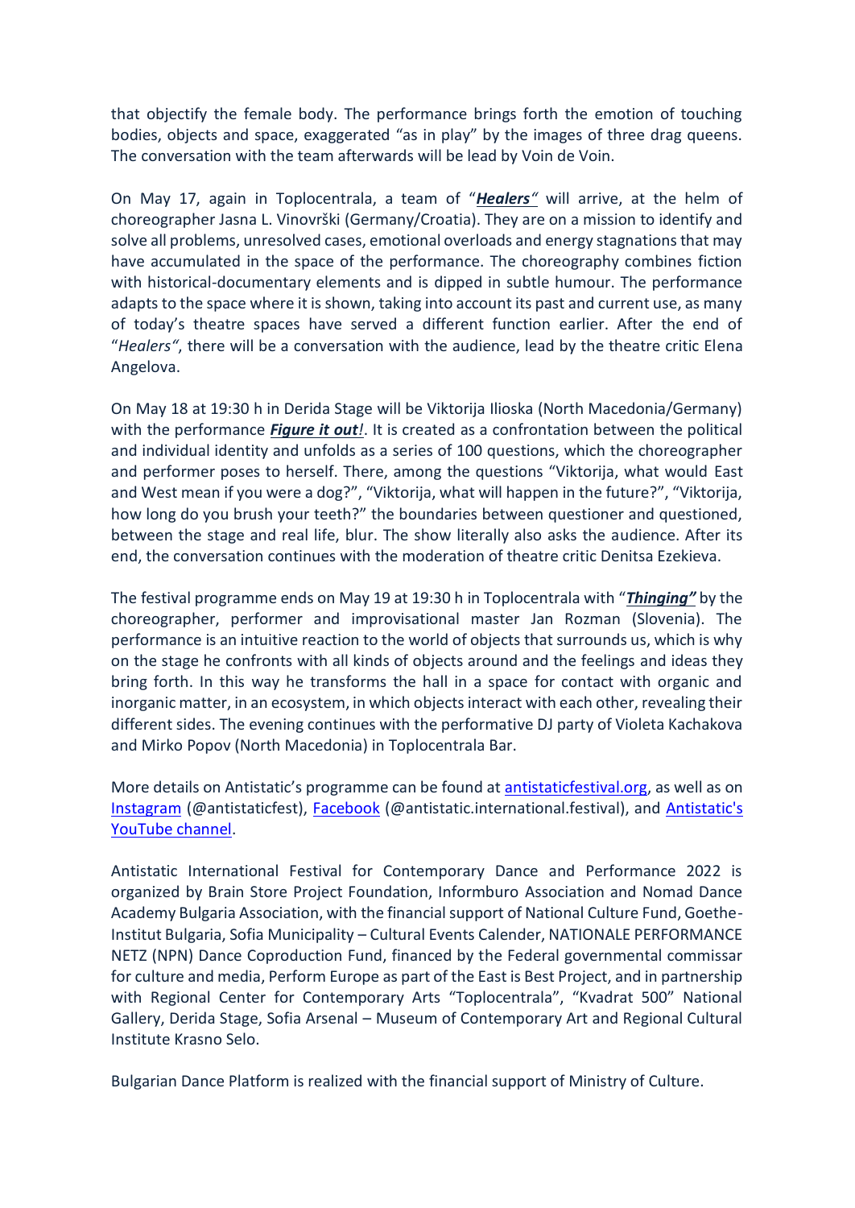that objectify the female body. The performance brings forth the emotion of touching bodies, objects and space, exaggerated "as in play" by the images of three drag queens. The conversation with the team afterwards will be lead by Voin de Voin.

On May 17, again in Toplocentrala, a team of "***Healers"*** will arrive, at the helm of choreographer Jasna L. Vinovrški (Germany/Croatia). They are on a mission to identify and solve all problems, unresolved cases, emotional overloads and energy stagnations that may have accumulated in the space of the performance. The choreography combines fiction with historical-documentary elements and is dipped in subtle humour. The performance adapts to the space where it is shown, taking into account its past and current use, as many of today's theatre spaces have served a different function earlier. After the end of "*Healers"*, there will be a conversation with the audience, lead by the theatre critic Elena Angelova.

On May 18 at 19:30 h in Derida Stage will be Viktorija Ilioska (North Macedonia/Germany) with the performance ***Figure it out!***. It is created as a confrontation between the political and individual identity and unfolds as a series of 100 questions, which the choreographer and performer poses to herself. There, among the questions "Viktorija, what would East and West mean if you were a dog?", "Viktorija, what will happen in the future?", "Viktorija, how long do you brush your teeth?" the boundaries between questioner and questioned, between the stage and real life, blur. The show literally also asks the audience. After its end, the conversation continues with the moderation of theatre critic Denitsa Ezekieva.

The festival programme ends on May 19 at 19:30 h in Toplocentrala with "***Thinging"*** by the choreographer, performer and improvisational master Jan Rozman (Slovenia). The performance is an intuitive reaction to the world of objects that surrounds us, which is why on the stage he confronts with all kinds of objects around and the feelings and ideas they bring forth. In this way he transforms the hall in a space for contact with organic and inorganic matter, in an ecosystem, in which objects interact with each other, revealing their different sides. The evening continues with the performative DJ party of Violeta Kachakova and Mirko Popov (North Macedonia) in Toplocentrala Bar.

More details on Antistatic's programme can be found at antistaticfestival.org, as well as on Instagram (@antistaticfest), Facebook (@antistatic.international.festival), and Antistatic's YouTube channel.

Antistatic International Festival for Contemporary Dance and Performance 2022 is organized by Brain Store Project Foundation, Informburo Association and Nomad Dance Academy Bulgaria Association, with the financial support of National Culture Fund, Goethe-Institut Bulgaria, Sofia Municipality – Cultural Events Calender, NATIONALE PERFORMANCE NETZ (NPN) Dance Coproduction Fund, financed by the Federal governmental commissar for culture and media, Perform Europe as part of the East is Best Project, and in partnership with Regional Center for Contemporary Arts "Toplocentrala", "Kvadrat 500" National Gallery, Derida Stage, Sofia Arsenal – Museum of Contemporary Art and Regional Cultural Institute Krasno Selo.

Bulgarian Dance Platform is realized with the financial support of Ministry of Culture.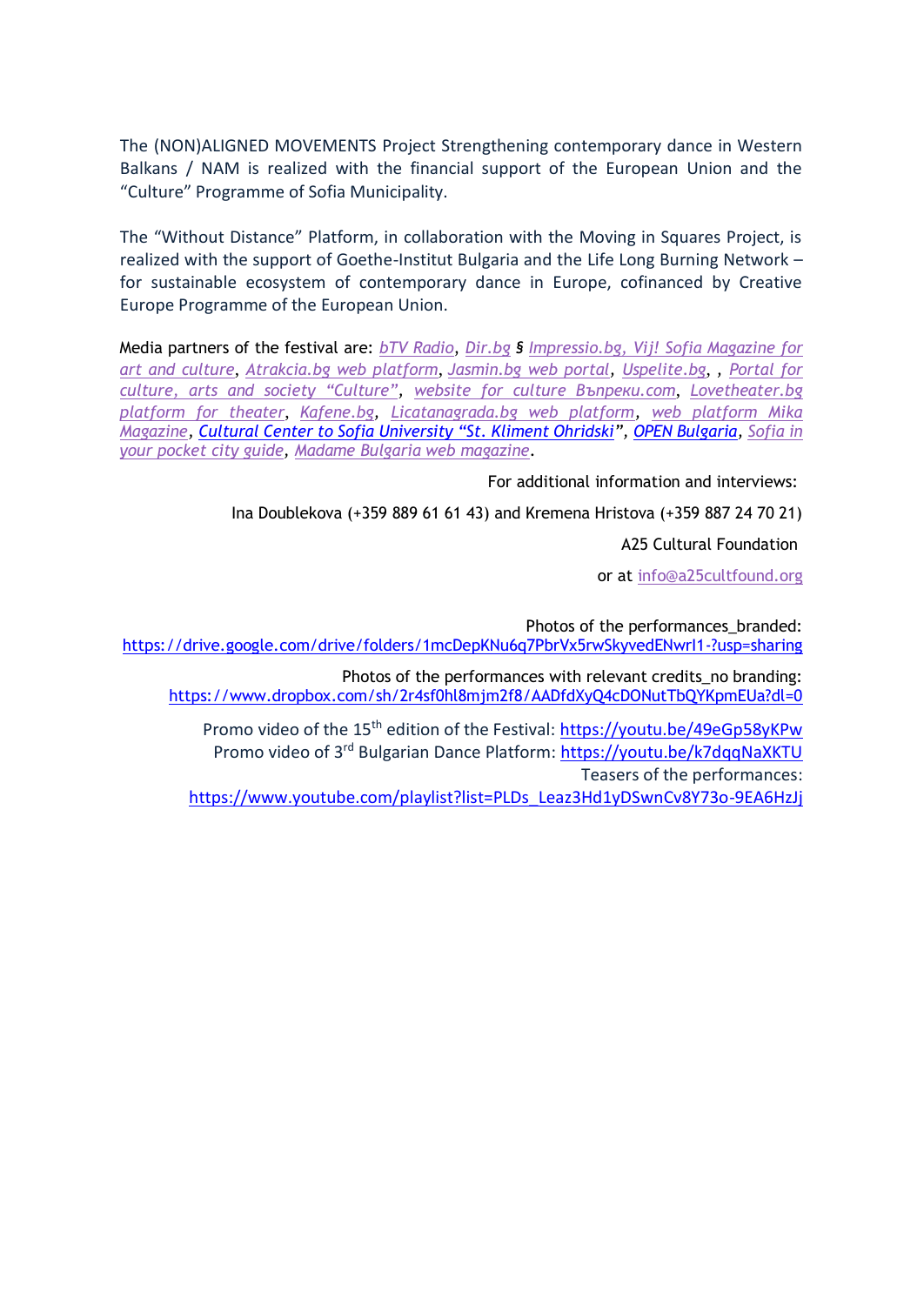The (NON)ALIGNED MOVEMENTS Project Strengthening contemporary dance in Western Balkans / NAM is realized with the financial support of the European Union and the "Culture" Programme of Sofia Municipality.

The "Without Distance" Platform, in collaboration with the Moving in Squares Project, is realized with the support of Goethe-Institut Bulgaria and the Life Long Burning Network – for sustainable ecosystem of contemporary dance in Europe, cofinanced by Creative Europe Programme of the European Union.

Media partners of the festival are: *bTV Radio*, *Dir.bg* § *Impressio.bg, Vij! Sofia Magazine for art and culture*, *Atrakcia.bg web platform*, *Jasmin.bg web portal*, *Uspelite.bg*, , *Portal for culture, arts and society "Culture"*, *website for culture Въпреки.com*, *Lovetheater.bg platform for theater*, *Kafene.bg*, *Licatanagrada.bg web platform*, *web platform Mika Magazine*, *Cultural Center to Sofia University "St. Kliment Ohridski"*, *OPEN Bulgaria*, *Sofia in your pocket city guide*, *Madame Bulgaria web magazine*.

For additional information and interviews:

Ina Doublekova (+359 889 61 61 43) and Kremena Hristova (+359 887 24 70 21)

A25 Cultural Foundation

or at info@a25cultfound.org

Photos of the performances_branded:
https://drive.google.com/drive/folders/1mcDepKNu6q7PbrVx5rwSkyvedENwrI1-?usp=sharing

Photos of the performances with relevant credits_no branding:
https://www.dropbox.com/sh/2r4sf0hl8mjm2f8/AADfdXyQ4cDONutTbQYKpmEUa?dl=0

Promo video of the 15th edition of the Festival: https://youtu.be/49eGp58yKPw
Promo video of 3rd Bulgarian Dance Platform: https://youtu.be/k7dqqNaXKTU
Teasers of the performances:
https://www.youtube.com/playlist?list=PLDs_Leaz3Hd1yDSwnCv8Y73o-9EA6HzJj